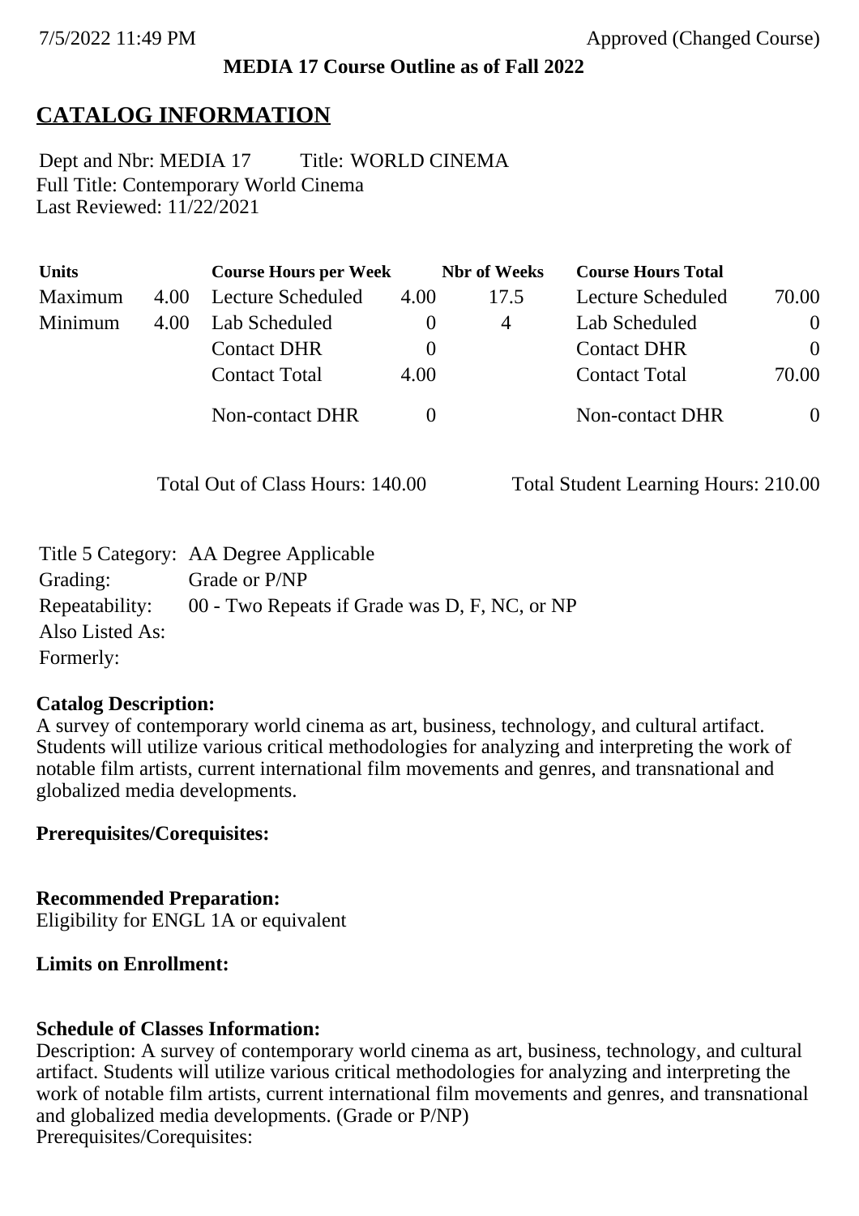**MEDIA 17 Course Outline as of Fall 2022**

# CATALOG INFORMATION

Dept and Nbr: MEDIA 17 Title: WORLD CINEMA
Full Title: Contemporary World Cinema
Last Reviewed: 11/22/2021

| Units | | Course Hours per Week | | Nbr of Weeks | Course Hours Total | |
|---|---|---|---|---|---|---|
| Maximum | 4.00 | Lecture Scheduled | 4.00 | 17.5 | Lecture Scheduled | 70.00 |
| Minimum | 4.00 | Lab Scheduled | 0 | 4 | Lab Scheduled | 0 |
| | | Contact DHR | 0 | | Contact DHR | 0 |
| | | Contact Total | 4.00 | | Contact Total | 70.00 |
| | | Non-contact DHR | 0 | | Non-contact DHR | 0 |

Total Out of Class Hours: 140.00 Total Student Learning Hours: 210.00

Title 5 Category: AA Degree Applicable
Grading: Grade or P/NP
Repeatability: 00 - Two Repeats if Grade was D, F, NC, or NP
Also Listed As:
Formerly:

**Catalog Description:**
A survey of contemporary world cinema as art, business, technology, and cultural artifact. Students will utilize various critical methodologies for analyzing and interpreting the work of notable film artists, current international film movements and genres, and transnational and globalized media developments.

**Prerequisites/Corequisites:**

**Recommended Preparation:**
Eligibility for ENGL 1A or equivalent

**Limits on Enrollment:**

**Schedule of Classes Information:**
Description: A survey of contemporary world cinema as art, business, technology, and cultural artifact. Students will utilize various critical methodologies for analyzing and interpreting the work of notable film artists, current international film movements and genres, and transnational and globalized media developments. (Grade or P/NP)
Prerequisites/Corequisites: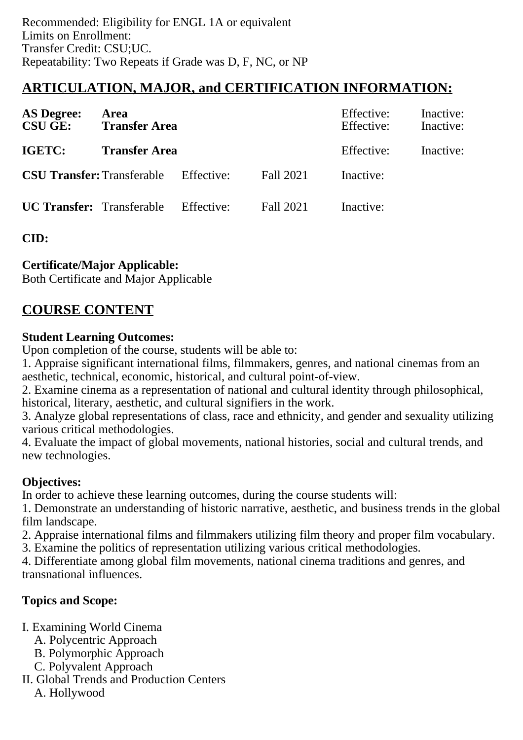Recommended: Eligibility for ENGL 1A or equivalent
Limits on Enrollment:
Transfer Credit: CSU;UC.
Repeatability: Two Repeats if Grade was D, F, NC, or NP

## ARTICULATION, MAJOR, and CERTIFICATION INFORMATION:

| | | | | | |
|---|---|---|---|---|---|
| **AS Degree:** | **Area** | | | Effective: | Inactive: |
| **CSU GE:** | **Transfer Area** | | | Effective: | Inactive: |
| **IGETC:** | **Transfer Area** | | | Effective: | Inactive: |
| **CSU Transfer:** | Transferable | Effective: | Fall 2021 | Inactive: | |
| **UC Transfer:** | Transferable | Effective: | Fall 2021 | Inactive: | |

**CID:**

**Certificate/Major Applicable:**
Both Certificate and Major Applicable

## COURSE CONTENT

**Student Learning Outcomes:**
Upon completion of the course, students will be able to:
1. Appraise significant international films, filmmakers, genres, and national cinemas from an aesthetic, technical, economic, historical, and cultural point-of-view.
2. Examine cinema as a representation of national and cultural identity through philosophical, historical, literary, aesthetic, and cultural signifiers in the work.
3. Analyze global representations of class, race and ethnicity, and gender and sexuality utilizing various critical methodologies.
4. Evaluate the impact of global movements, national histories, social and cultural trends, and new technologies.

**Objectives:**
In order to achieve these learning outcomes, during the course students will:
1. Demonstrate an understanding of historic narrative, aesthetic, and business trends in the global film landscape.
2. Appraise international films and filmmakers utilizing film theory and proper film vocabulary.
3. Examine the politics of representation utilizing various critical methodologies.
4. Differentiate among global film movements, national cinema traditions and genres, and transnational influences.

**Topics and Scope:**

I. Examining World Cinema
    A. Polycentric Approach
    B. Polymorphic Approach
    C. Polyvalent Approach
II. Global Trends and Production Centers
    A. Hollywood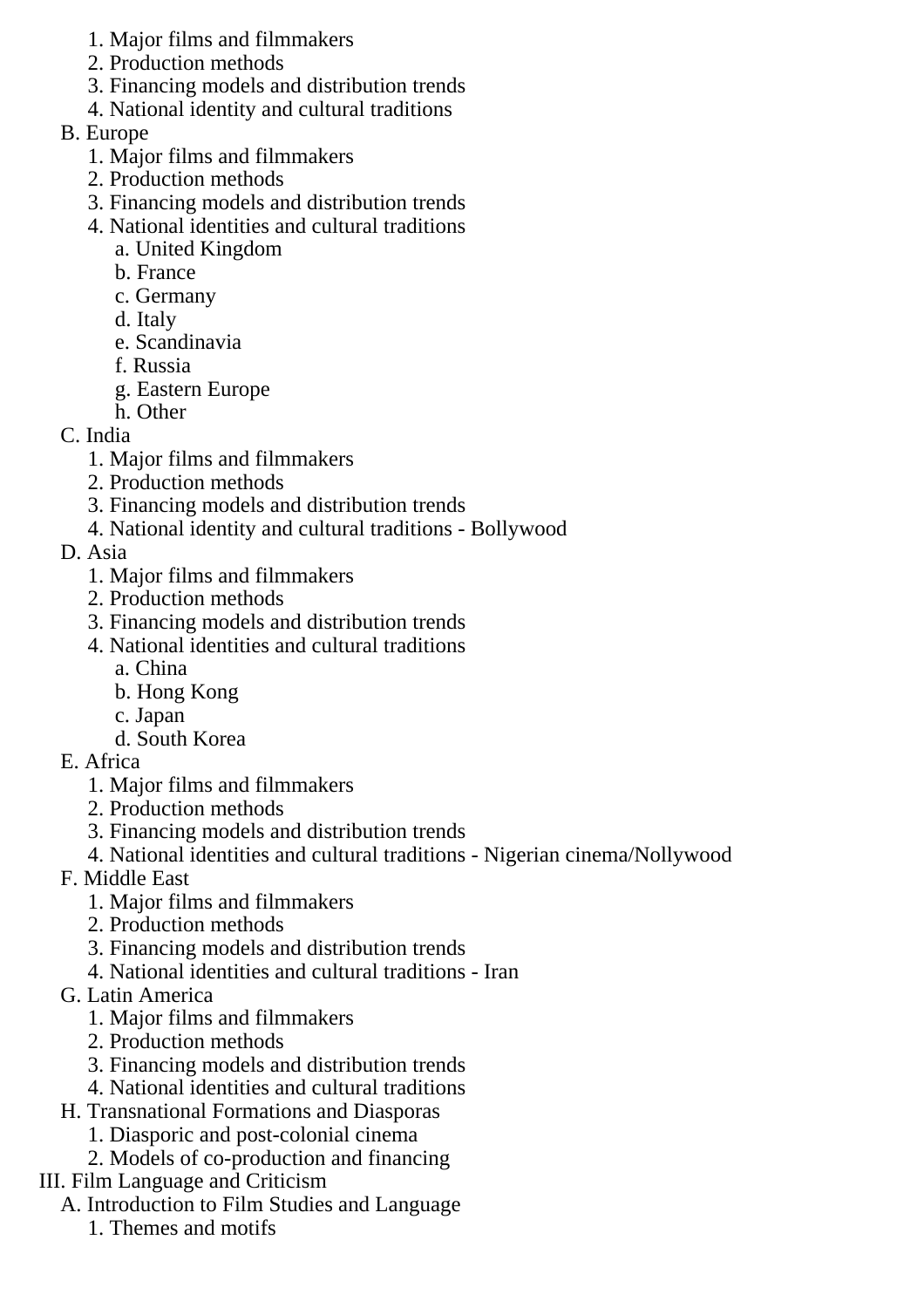1. Major films and filmmakers
    2. Production methods
    3. Financing models and distribution trends
    4. National identity and cultural traditions
  - B. Europe
    1. Major films and filmmakers
    2. Production methods
    3. Financing models and distribution trends
    4. National identities and cultural traditions
       - a. United Kingdom
       - b. France
       - c. Germany
       - d. Italy
       - e. Scandinavia
       - f. Russia
       - g. Eastern Europe
       - h. Other
  - C. India
    1. Major films and filmmakers
    2. Production methods
    3. Financing models and distribution trends
    4. National identity and cultural traditions - Bollywood
  - D. Asia
    1. Major films and filmmakers
    2. Production methods
    3. Financing models and distribution trends
    4. National identities and cultural traditions
       - a. China
       - b. Hong Kong
       - c. Japan
       - d. South Korea
  - E. Africa
    1. Major films and filmmakers
    2. Production methods
    3. Financing models and distribution trends
    4. National identities and cultural traditions - Nigerian cinema/Nollywood
  - F. Middle East
    1. Major films and filmmakers
    2. Production methods
    3. Financing models and distribution trends
    4. National identities and cultural traditions - Iran
  - G. Latin America
    1. Major films and filmmakers
    2. Production methods
    3. Financing models and distribution trends
    4. National identities and cultural traditions
  - H. Transnational Formations and Diasporas
    1. Diasporic and post-colonial cinema
    2. Models of co-production and financing
- III. Film Language and Criticism
  - A. Introduction to Film Studies and Language
    1. Themes and motifs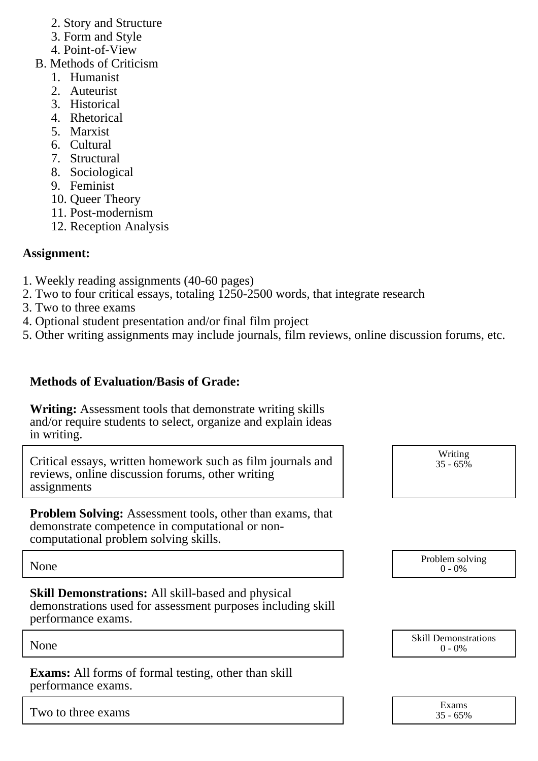2. Story and Structure
   3. Form and Style
   4. Point-of-View
B. Methods of Criticism
   1. Humanist
   2. Auteurist
   3. Historical
   4. Rhetorical
   5. Marxist
   6. Cultural
   7. Structural
   8. Sociological
   9. Feminist
   10. Queer Theory
   11. Post-modernism
   12. Reception Analysis

**Assignment:**

1. Weekly reading assignments (40-60 pages)
2. Two to four critical essays, totaling 1250-2500 words, that integrate research
3. Two to three exams
4. Optional student presentation and/or final film project
5. Other writing assignments may include journals, film reviews, online discussion forums, etc.

**Methods of Evaluation/Basis of Grade:**

**Writing:** Assessment tools that demonstrate writing skills and/or require students to select, organize and explain ideas in writing.

| | |
|---|---|
| Critical essays, written homework such as film journals and reviews, online discussion forums, other writing assignments | Writing 35 - 65% |

**Problem Solving:** Assessment tools, other than exams, that demonstrate competence in computational or non-computational problem solving skills.

| | |
|---|---|
| None | Problem solving 0 - 0% |

**Skill Demonstrations:** All skill-based and physical demonstrations used for assessment purposes including skill performance exams.

| | |
|---|---|
| None | Skill Demonstrations 0 - 0% |

**Exams:** All forms of formal testing, other than skill performance exams.

| | |
|---|---|
| Two to three exams | Exams 35 - 65% |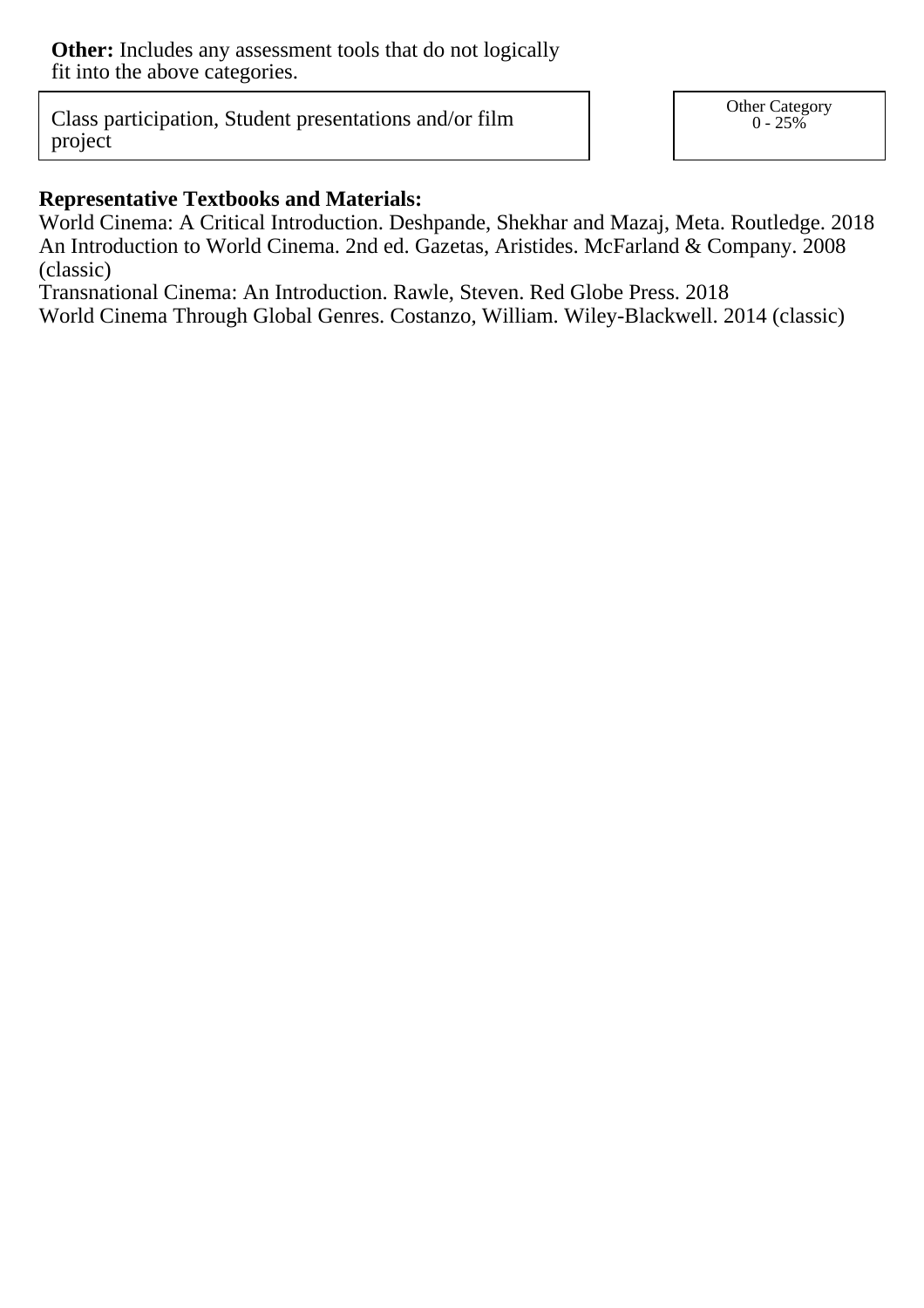**Other:** Includes any assessment tools that do not logically fit into the above categories.

| | |
|---|---|
| Class participation, Student presentations and/or film project | Other Category 0 - 25% |

**Representative Textbooks and Materials:**

World Cinema: A Critical Introduction. Deshpande, Shekhar and Mazaj, Meta. Routledge. 2018
An Introduction to World Cinema. 2nd ed. Gazetas, Aristides. McFarland & Company. 2008 (classic)
Transnational Cinema: An Introduction. Rawle, Steven. Red Globe Press. 2018
World Cinema Through Global Genres. Costanzo, William. Wiley-Blackwell. 2014 (classic)